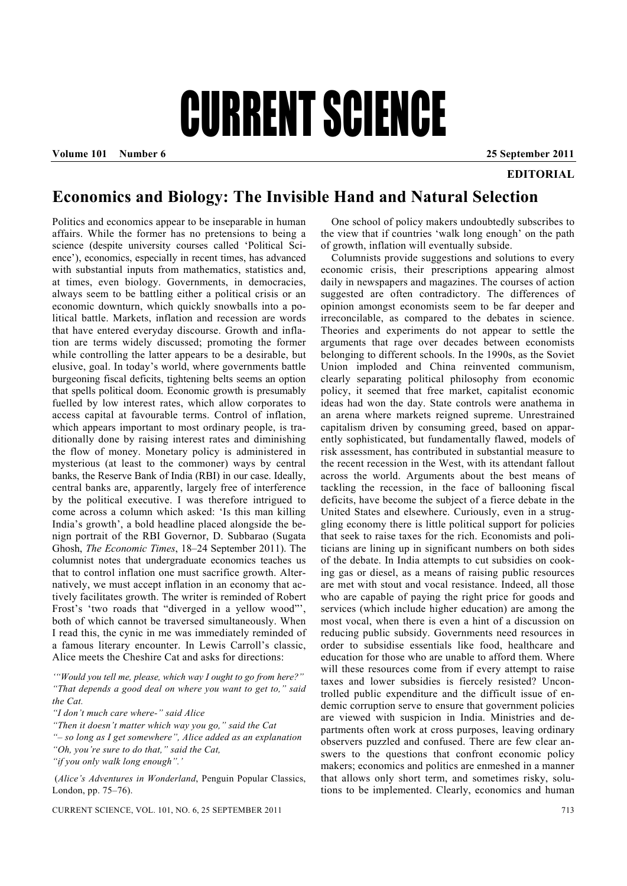# CURRENT SCIENCE

**EDITORIAL**

## Economics and Biology: The Invisible Hand and Natural Selection

Politics and economics appear to be inseparable in human affairs. While the former has no pretensions to being a science (despite university courses called 'Political Science'), economics, especially in recent times, has advanced with substantial inputs from mathematics, statistics and, at times, even biology. Governments, in democracies, always seem to be battling either a political crisis or an economic downturn, which quickly snowballs into a political battle. Markets, inflation and recession are words that have entered everyday discourse. Growth and inflation are terms widely discussed; promoting the former while controlling the latter appears to be a desirable, but elusive, goal. In today's world, where governments battle burgeoning fiscal deficits, tightening belts seems an option that spells political doom. Economic growth is presumably fuelled by low interest rates, which allow corporates to access capital at favourable terms. Control of inflation, which appears important to most ordinary people, is traditionally done by raising interest rates and diminishing the flow of money. Monetary policy is administered in mysterious (at least to the commoner) ways by central banks, the Reserve Bank of India (RBI) in our case. Ideally, central banks are, apparently, largely free of interference by the political executive. I was therefore intrigued to come across a column which asked: 'Is this man killing India's growth', a bold headline placed alongside the benign portrait of the RBI Governor, D. Subbarao (Sugata Ghosh, *The Economic Times*, 18–24 September 2011). The columnist notes that undergraduate economics teaches us that to control inflation one must sacrifice growth. Alternatively, we must accept inflation in an economy that actively facilitates growth. The writer is reminded of Robert Frost's 'two roads that "diverged in a yellow wood"', both of which cannot be traversed simultaneously. When I read this, the cynic in me was immediately reminded of a famous literary encounter. In Lewis Carroll's classic, Alice meets the Cheshire Cat and asks for directions:

*'"Would you tell me, please, which way I ought to go from here?"*
*"That depends a good deal on where you want to get to," said the Cat.*
*"I don't much care where-" said Alice*
*"Then it doesn't matter which way you go," said the Cat*
*"– so long as I get somewhere", Alice added as an explanation*
*"Oh, you're sure to do that," said the Cat,*
*"if you only walk long enough".'*

(*Alice's Adventures in Wonderland*, Penguin Popular Classics, London, pp. 75–76).

One school of policy makers undoubtedly subscribes to the view that if countries 'walk long enough' on the path of growth, inflation will eventually subside.

Columnists provide suggestions and solutions to every economic crisis, their prescriptions appearing almost daily in newspapers and magazines. The courses of action suggested are often contradictory. The differences of opinion amongst economists seem to be far deeper and irreconcilable, as compared to the debates in science. Theories and experiments do not appear to settle the arguments that rage over decades between economists belonging to different schools. In the 1990s, as the Soviet Union imploded and China reinvented communism, clearly separating political philosophy from economic policy, it seemed that free market, capitalist economic ideas had won the day. State controls were anathema in an arena where markets reigned supreme. Unrestrained capitalism driven by consuming greed, based on apparently sophisticated, but fundamentally flawed, models of risk assessment, has contributed in substantial measure to the recent recession in the West, with its attendant fallout across the world. Arguments about the best means of tackling the recession, in the face of ballooning fiscal deficits, have become the subject of a fierce debate in the United States and elsewhere. Curiously, even in a struggling economy there is little political support for policies that seek to raise taxes for the rich. Economists and politicians are lining up in significant numbers on both sides of the debate. In India attempts to cut subsidies on cooking gas or diesel, as a means of raising public resources are met with stout and vocal resistance. Indeed, all those who are capable of paying the right price for goods and services (which include higher education) are among the most vocal, when there is even a hint of a discussion on reducing public subsidy. Governments need resources in order to subsidise essentials like food, healthcare and education for those who are unable to afford them. Where will these resources come from if every attempt to raise taxes and lower subsidies is fiercely resisted? Uncontrolled public expenditure and the difficult issue of endemic corruption serve to ensure that government policies are viewed with suspicion in India. Ministries and departments often work at cross purposes, leaving ordinary observers puzzled and confused. There are few clear answers to the questions that confront economic policy makers; economics and politics are enmeshed in a manner that allows only short term, and sometimes risky, solutions to be implemented. Clearly, economics and human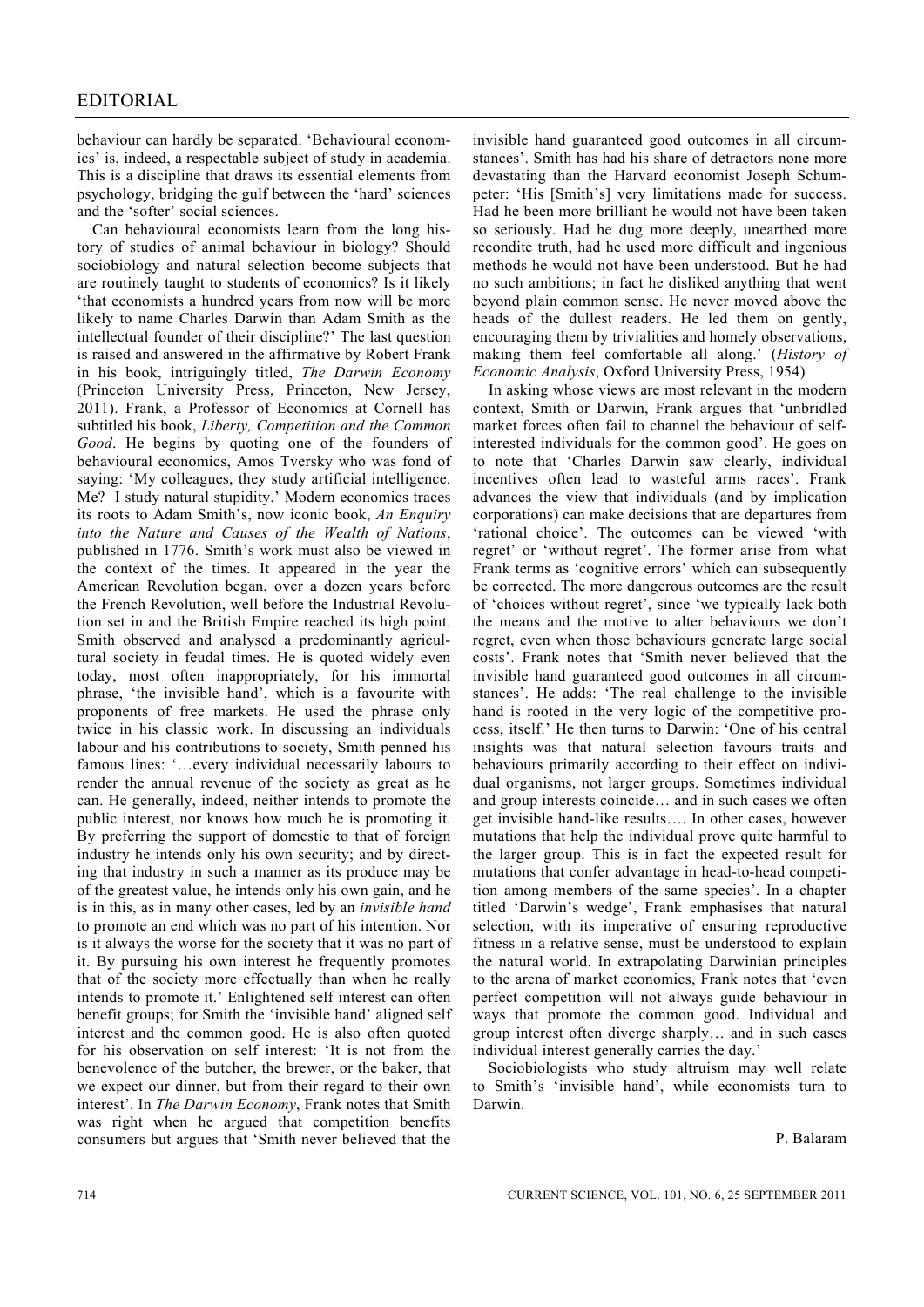behaviour can hardly be separated. 'Behavioural economics' is, indeed, a respectable subject of study in academia. This is a discipline that draws its essential elements from psychology, bridging the gulf between the 'hard' sciences and the 'softer' social sciences.

Can behavioural economists learn from the long history of studies of animal behaviour in biology? Should sociobiology and natural selection become subjects that are routinely taught to students of economics? Is it likely 'that economists a hundred years from now will be more likely to name Charles Darwin than Adam Smith as the intellectual founder of their discipline?' The last question is raised and answered in the affirmative by Robert Frank in his book, intriguingly titled, *The Darwin Economy* (Princeton University Press, Princeton, New Jersey, 2011). Frank, a Professor of Economics at Cornell has subtitled his book, *Liberty, Competition and the Common Good*. He begins by quoting one of the founders of behavioural economics, Amos Tversky who was fond of saying: 'My colleagues, they study artificial intelligence. Me? I study natural stupidity.' Modern economics traces its roots to Adam Smith's, now iconic book, *An Enquiry into the Nature and Causes of the Wealth of Nations*, published in 1776. Smith's work must also be viewed in the context of the times. It appeared in the year the American Revolution began, over a dozen years before the French Revolution, well before the Industrial Revolution set in and the British Empire reached its high point. Smith observed and analysed a predominantly agricultural society in feudal times. He is quoted widely even today, most often inappropriately, for his immortal phrase, 'the invisible hand', which is a favourite with proponents of free markets. He used the phrase only twice in his classic work. In discussing an individuals labour and his contributions to society, Smith penned his famous lines: '…every individual necessarily labours to render the annual revenue of the society as great as he can. He generally, indeed, neither intends to promote the public interest, nor knows how much he is promoting it. By preferring the support of domestic to that of foreign industry he intends only his own security; and by directing that industry in such a manner as its produce may be of the greatest value, he intends only his own gain, and he is in this, as in many other cases, led by an *invisible hand* to promote an end which was no part of his intention. Nor is it always the worse for the society that it was no part of it. By pursuing his own interest he frequently promotes that of the society more effectually than when he really intends to promote it.' Enlightened self interest can often benefit groups; for Smith the 'invisible hand' aligned self interest and the common good. He is also often quoted for his observation on self interest: 'It is not from the benevolence of the butcher, the brewer, or the baker, that we expect our dinner, but from their regard to their own interest'. In *The Darwin Economy*, Frank notes that Smith was right when he argued that competition benefits consumers but argues that 'Smith never believed that the invisible hand guaranteed good outcomes in all circumstances'. Smith has had his share of detractors none more devastating than the Harvard economist Joseph Schumpeter: 'His [Smith's] very limitations made for success. Had he been more brilliant he would not have been taken so seriously. Had he dug more deeply, unearthed more recondite truth, had he used more difficult and ingenious methods he would not have been understood. But he had no such ambitions; in fact he disliked anything that went beyond plain common sense. He never moved above the heads of the dullest readers. He led them on gently, encouraging them by trivialities and homely observations, making them feel comfortable all along.' (*History of Economic Analysis*, Oxford University Press, 1954)

In asking whose views are most relevant in the modern context, Smith or Darwin, Frank argues that 'unbridled market forces often fail to channel the behaviour of self-interested individuals for the common good'. He goes on to note that 'Charles Darwin saw clearly, individual incentives often lead to wasteful arms races'. Frank advances the view that individuals (and by implication corporations) can make decisions that are departures from 'rational choice'. The outcomes can be viewed 'with regret' or 'without regret'. The former arise from what Frank terms as 'cognitive errors' which can subsequently be corrected. The more dangerous outcomes are the result of 'choices without regret', since 'we typically lack both the means and the motive to alter behaviours we don't regret, even when those behaviours generate large social costs'. Frank notes that 'Smith never believed that the invisible hand guaranteed good outcomes in all circumstances'. He adds: 'The real challenge to the invisible hand is rooted in the very logic of the competitive process, itself.' He then turns to Darwin: 'One of his central insights was that natural selection favours traits and behaviours primarily according to their effect on individual organisms, not larger groups. Sometimes individual and group interests coincide… and in such cases we often get invisible hand-like results…. In other cases, however mutations that help the individual prove quite harmful to the larger group. This is in fact the expected result for mutations that confer advantage in head-to-head competition among members of the same species'. In a chapter titled 'Darwin's wedge', Frank emphasises that natural selection, with its imperative of ensuring reproductive fitness in a relative sense, must be understood to explain the natural world. In extrapolating Darwinian principles to the arena of market economics, Frank notes that 'even perfect competition will not always guide behaviour in ways that promote the common good. Individual and group interest often diverge sharply… and in such cases individual interest generally carries the day.'

Sociobiologists who study altruism may well relate to Smith's 'invisible hand', while economists turn to Darwin.

P. Balaram